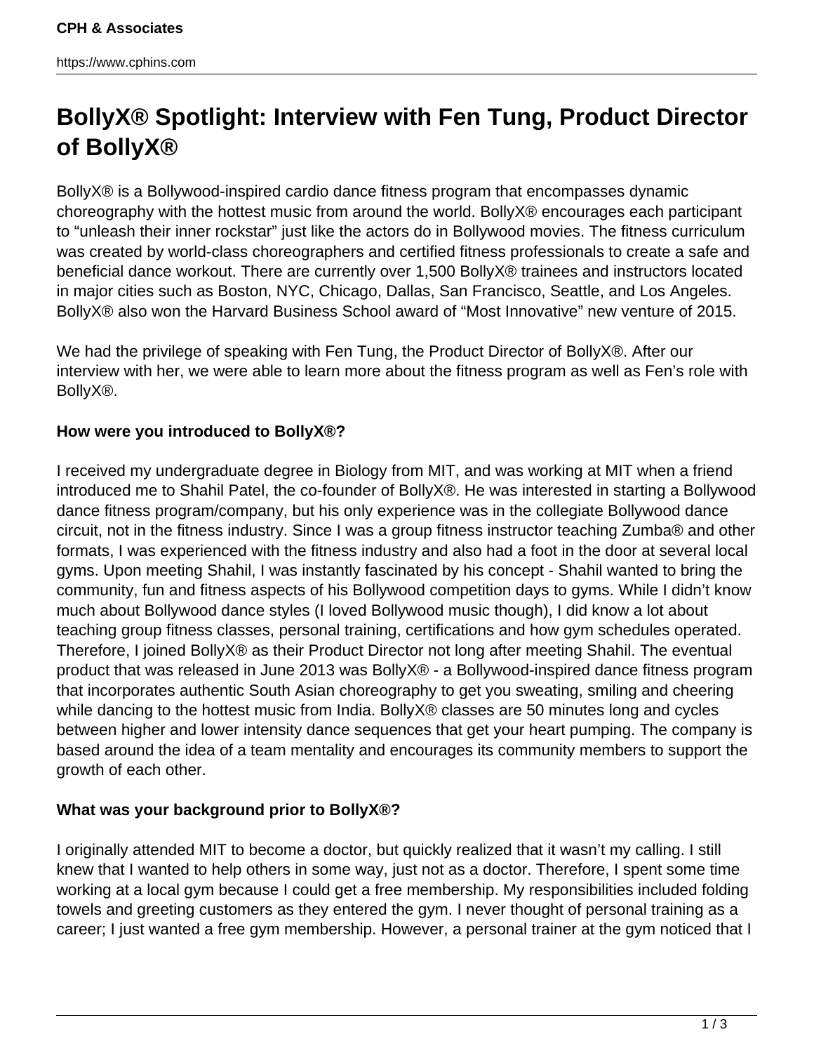# BollyX® Spotlight: Interview with Fen Tung, Product Director of BollyX®

BollyX® is a Bollywood-inspired cardio dance fitness program that encompasses dynamic choreography with the hottest music from around the world. BollyX® encourages each participant to "unleash their inner rockstar" just like the actors do in Bollywood movies. The fitness curriculum was created by world-class choreographers and certified fitness professionals to create a safe and beneficial dance workout. There are currently over 1,500 BollyX® trainees and instructors located in major cities such as Boston, NYC, Chicago, Dallas, San Francisco, Seattle, and Los Angeles. BollyX® also won the Harvard Business School award of "Most Innovative" new venture of 2015.

We had the privilege of speaking with Fen Tung, the Product Director of BollyX®. After our interview with her, we were able to learn more about the fitness program as well as Fen's role with BollyX®.

**How were you introduced to BollyX®?**

I received my undergraduate degree in Biology from MIT, and was working at MIT when a friend introduced me to Shahil Patel, the co-founder of BollyX®. He was interested in starting a Bollywood dance fitness program/company, but his only experience was in the collegiate Bollywood dance circuit, not in the fitness industry. Since I was a group fitness instructor teaching Zumba® and other formats, I was experienced with the fitness industry and also had a foot in the door at several local gyms. Upon meeting Shahil, I was instantly fascinated by his concept - Shahil wanted to bring the community, fun and fitness aspects of his Bollywood competition days to gyms. While I didn't know much about Bollywood dance styles (I loved Bollywood music though), I did know a lot about teaching group fitness classes, personal training, certifications and how gym schedules operated. Therefore, I joined BollyX® as their Product Director not long after meeting Shahil. The eventual product that was released in June 2013 was BollyX® - a Bollywood-inspired dance fitness program that incorporates authentic South Asian choreography to get you sweating, smiling and cheering while dancing to the hottest music from India. BollyX® classes are 50 minutes long and cycles between higher and lower intensity dance sequences that get your heart pumping. The company is based around the idea of a team mentality and encourages its community members to support the growth of each other.

**What was your background prior to BollyX®?**

I originally attended MIT to become a doctor, but quickly realized that it wasn't my calling. I still knew that I wanted to help others in some way, just not as a doctor. Therefore, I spent some time working at a local gym because I could get a free membership. My responsibilities included folding towels and greeting customers as they entered the gym. I never thought of personal training as a career; I just wanted a free gym membership. However, a personal trainer at the gym noticed that I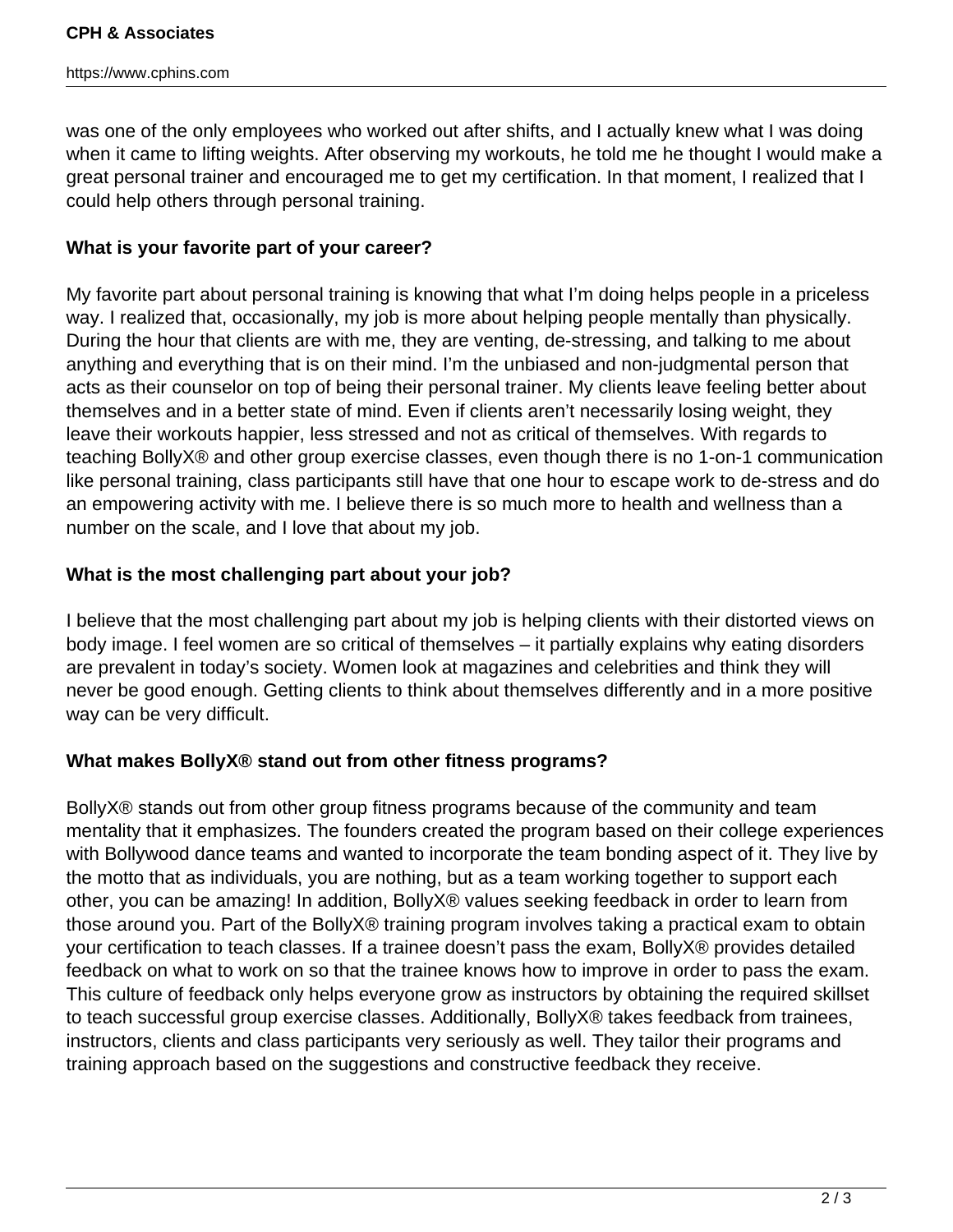was one of the only employees who worked out after shifts, and I actually knew what I was doing when it came to lifting weights. After observing my workouts, he told me he thought I would make a great personal trainer and encouraged me to get my certification. In that moment, I realized that I could help others through personal training.

**What is your favorite part of your career?**

My favorite part about personal training is knowing that what I'm doing helps people in a priceless way. I realized that, occasionally, my job is more about helping people mentally than physically. During the hour that clients are with me, they are venting, de-stressing, and talking to me about anything and everything that is on their mind. I'm the unbiased and non-judgmental person that acts as their counselor on top of being their personal trainer. My clients leave feeling better about themselves and in a better state of mind. Even if clients aren't necessarily losing weight, they leave their workouts happier, less stressed and not as critical of themselves. With regards to teaching BollyX® and other group exercise classes, even though there is no 1-on-1 communication like personal training, class participants still have that one hour to escape work to de-stress and do an empowering activity with me. I believe there is so much more to health and wellness than a number on the scale, and I love that about my job.

**What is the most challenging part about your job?**

I believe that the most challenging part about my job is helping clients with their distorted views on body image. I feel women are so critical of themselves – it partially explains why eating disorders are prevalent in today's society. Women look at magazines and celebrities and think they will never be good enough. Getting clients to think about themselves differently and in a more positive way can be very difficult.

**What makes BollyX® stand out from other fitness programs?**

BollyX® stands out from other group fitness programs because of the community and team mentality that it emphasizes. The founders created the program based on their college experiences with Bollywood dance teams and wanted to incorporate the team bonding aspect of it. They live by the motto that as individuals, you are nothing, but as a team working together to support each other, you can be amazing! In addition, BollyX® values seeking feedback in order to learn from those around you. Part of the BollyX® training program involves taking a practical exam to obtain your certification to teach classes. If a trainee doesn't pass the exam, BollyX® provides detailed feedback on what to work on so that the trainee knows how to improve in order to pass the exam. This culture of feedback only helps everyone grow as instructors by obtaining the required skillset to teach successful group exercise classes. Additionally, BollyX® takes feedback from trainees, instructors, clients and class participants very seriously as well. They tailor their programs and training approach based on the suggestions and constructive feedback they receive.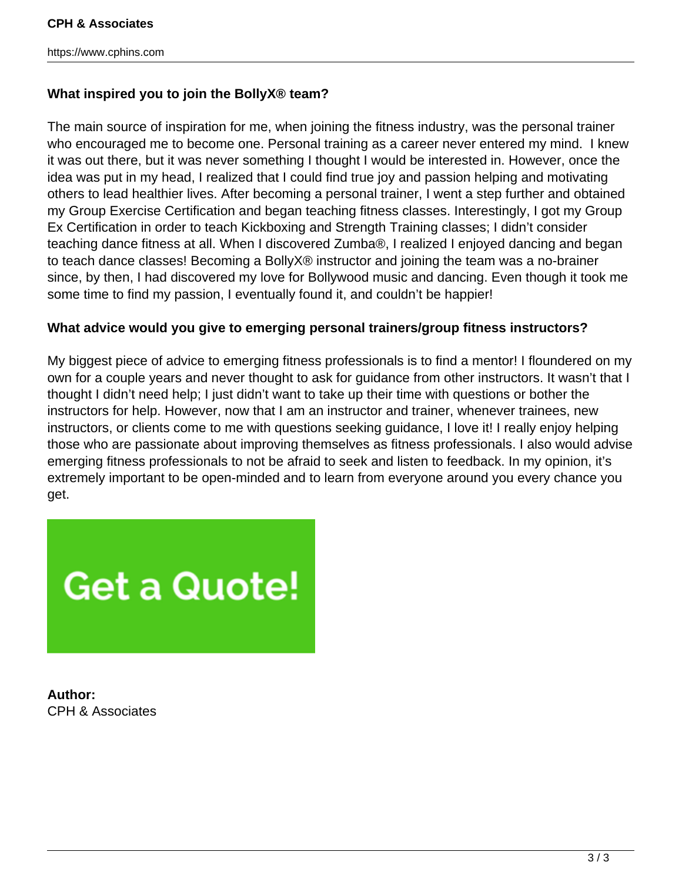**What inspired you to join the BollyX® team?**

The main source of inspiration for me, when joining the fitness industry, was the personal trainer who encouraged me to become one. Personal training as a career never entered my mind. I knew it was out there, but it was never something I thought I would be interested in. However, once the idea was put in my head, I realized that I could find true joy and passion helping and motivating others to lead healthier lives. After becoming a personal trainer, I went a step further and obtained my Group Exercise Certification and began teaching fitness classes. Interestingly, I got my Group Ex Certification in order to teach Kickboxing and Strength Training classes; I didn't consider teaching dance fitness at all. When I discovered Zumba®, I realized I enjoyed dancing and began to teach dance classes! Becoming a BollyX® instructor and joining the team was a no-brainer since, by then, I had discovered my love for Bollywood music and dancing. Even though it took me some time to find my passion, I eventually found it, and couldn't be happier!

**What advice would you give to emerging personal trainers/group fitness instructors?**

My biggest piece of advice to emerging fitness professionals is to find a mentor! I floundered on my own for a couple years and never thought to ask for guidance from other instructors. It wasn't that I thought I didn't need help; I just didn't want to take up their time with questions or bother the instructors for help. However, now that I am an instructor and trainer, whenever trainees, new instructors, or clients come to me with questions seeking guidance, I love it! I really enjoy helping those who are passionate about improving themselves as fitness professionals. I also would advise emerging fitness professionals to not be afraid to seek and listen to feedback. In my opinion, it's extremely important to be open-minded and to learn from everyone around you every chance you get.

Get a Quote!

**Author:**
CPH & Associates